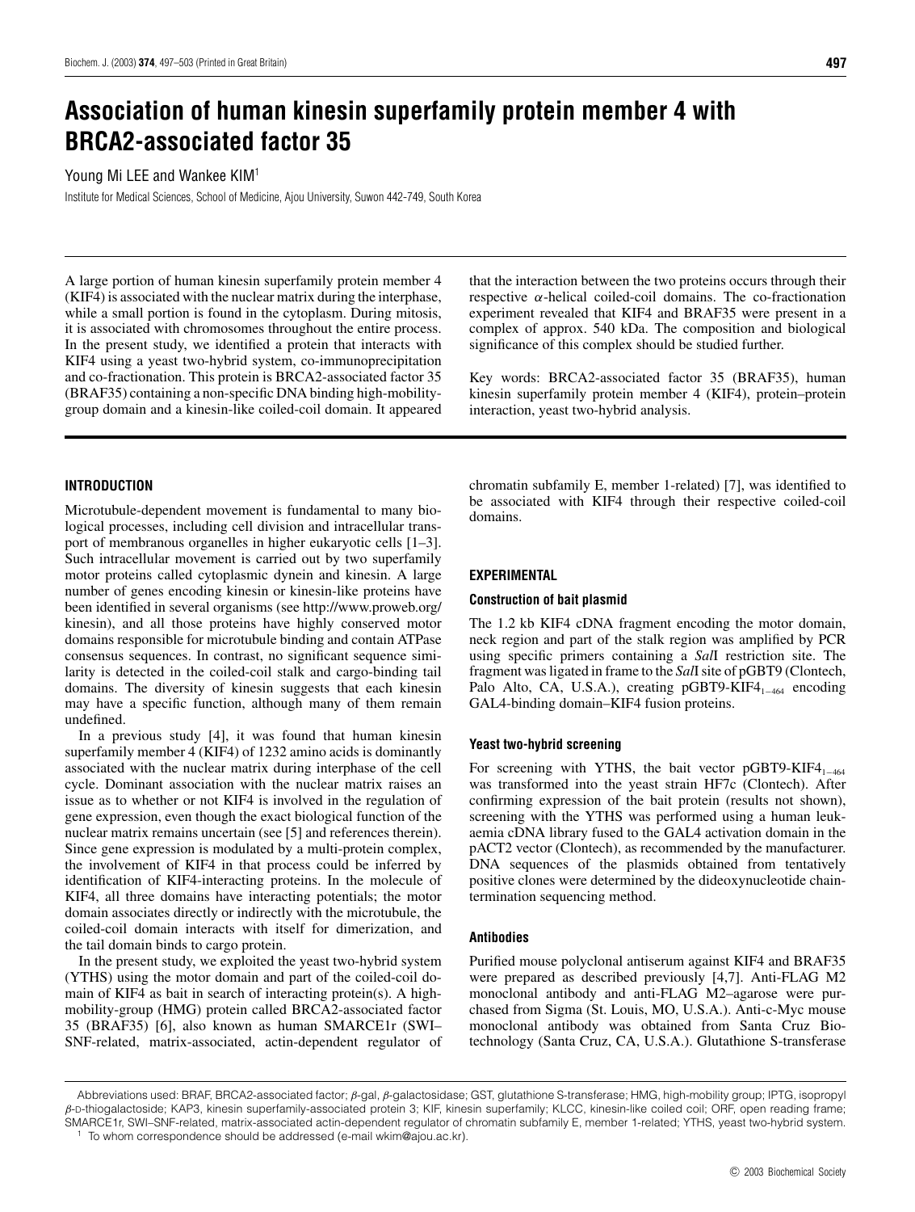# Association of human kinesin superfamily protein member 4 with BRCA2-associated factor 35

Young Mi LEE and Wankee KIM[1]

Institute for Medical Sciences, School of Medicine, Ajou University, Suwon 442-749, South Korea

A large portion of human kinesin superfamily protein member 4 (KIF4) is associated with the nuclear matrix during the interphase, while a small portion is found in the cytoplasm. During mitosis, it is associated with chromosomes throughout the entire process. In the present study, we identified a protein that interacts with KIF4 using a yeast two-hybrid system, co-immunoprecipitation and co-fractionation. This protein is BRCA2-associated factor 35 (BRAF35) containing a non-specific DNA binding high-mobility-group domain and a kinesin-like coiled-coil domain. It appeared that the interaction between the two proteins occurs through their respective $\alpha$-helical coiled-coil domains. The co-fractionation experiment revealed that KIF4 and BRAF35 were present in a complex of approx. 540 kDa. The composition and biological significance of this complex should be studied further.

Key words: BRCA2-associated factor 35 (BRAF35), human kinesin superfamily protein member 4 (KIF4), protein–protein interaction, yeast two-hybrid analysis.

## INTRODUCTION

Microtubule-dependent movement is fundamental to many biological processes, including cell division and intracellular transport of membranous organelles in higher eukaryotic cells [1–3]. Such intracellular movement is carried out by two superfamily motor proteins called cytoplasmic dynein and kinesin. A large number of genes encoding kinesin or kinesin-like proteins have been identified in several organisms (see http://www.proweb.org/kinesin), and all those proteins have highly conserved motor domains responsible for microtubule binding and contain ATPase consensus sequences. In contrast, no significant sequence similarity is detected in the coiled-coil stalk and cargo-binding tail domains. The diversity of kinesin suggests that each kinesin may have a specific function, although many of them remain undefined.

In a previous study [4], it was found that human kinesin superfamily member 4 (KIF4) of 1232 amino acids is dominantly associated with the nuclear matrix during interphase of the cell cycle. Dominant association with the nuclear matrix raises an issue as to whether or not KIF4 is involved in the regulation of gene expression, even though the exact biological function of the nuclear matrix remains uncertain (see [5] and references therein). Since gene expression is modulated by a multi-protein complex, the involvement of KIF4 in that process could be inferred by identification of KIF4-interacting proteins. In the molecule of KIF4, all three domains have interacting potentials; the motor domain associates directly or indirectly with the microtubule, the coiled-coil domain interacts with itself for dimerization, and the tail domain binds to cargo protein.

In the present study, we exploited the yeast two-hybrid system (YTHS) using the motor domain and part of the coiled-coil domain of KIF4 as bait in search of interacting protein(s). A high-mobility-group (HMG) protein called BRCA2-associated factor 35 (BRAF35) [6], also known as human SMARCE1r (SWI–SNF-related, matrix-associated, actin-dependent regulator of chromatin subfamily E, member 1-related) [7], was identified to be associated with KIF4 through their respective coiled-coil domains.

## EXPERIMENTAL

### Construction of bait plasmid

The 1.2 kb KIF4 cDNA fragment encoding the motor domain, neck region and part of the stalk region was amplified by PCR using specific primers containing a *Sal*I restriction site. The fragment was ligated in frame to the *Sal*I site of pGBT9 (Clontech, Palo Alto, CA, U.S.A.), creating pGBT9-KIF4$_{1-464}$ encoding GAL4-binding domain–KIF4 fusion proteins.

### Yeast two-hybrid screening

For screening with YTHS, the bait vector pGBT9-KIF4$_{1-464}$ was transformed into the yeast strain HF7c (Clontech). After confirming expression of the bait protein (results not shown), screening with the YTHS was performed using a human leukaemia cDNA library fused to the GAL4 activation domain in the pACT2 vector (Clontech), as recommended by the manufacturer. DNA sequences of the plasmids obtained from tentatively positive clones were determined by the dideoxynucleotide chain-termination sequencing method.

### Antibodies

Purified mouse polyclonal antiserum against KIF4 and BRAF35 were prepared as described previously [4,7]. Anti-FLAG M2 monoclonal antibody and anti-FLAG M2–agarose were purchased from Sigma (St. Louis, MO, U.S.A.). Anti-c-Myc mouse monoclonal antibody was obtained from Santa Cruz Biotechnology (Santa Cruz, CA, U.S.A.). Glutathione S-transferase

Abbreviations used: BRAF, BRCA2-associated factor; $\beta$-gal, $\beta$-galactosidase; GST, glutathione S-transferase; HMG, high-mobility group; IPTG, isopropyl $\beta$-D-thiogalactoside; KAP3, kinesin superfamily-associated protein 3; KIF, kinesin superfamily; KLCC, kinesin-like coiled coil; ORF, open reading frame; SMARCE1r, SWI–SNF-related, matrix-associated actin-dependent regulator of chromatin subfamily E, member 1-related; YTHS, yeast two-hybrid system.

[1] To whom correspondence should be addressed (e-mail wkim@ajou.ac.kr).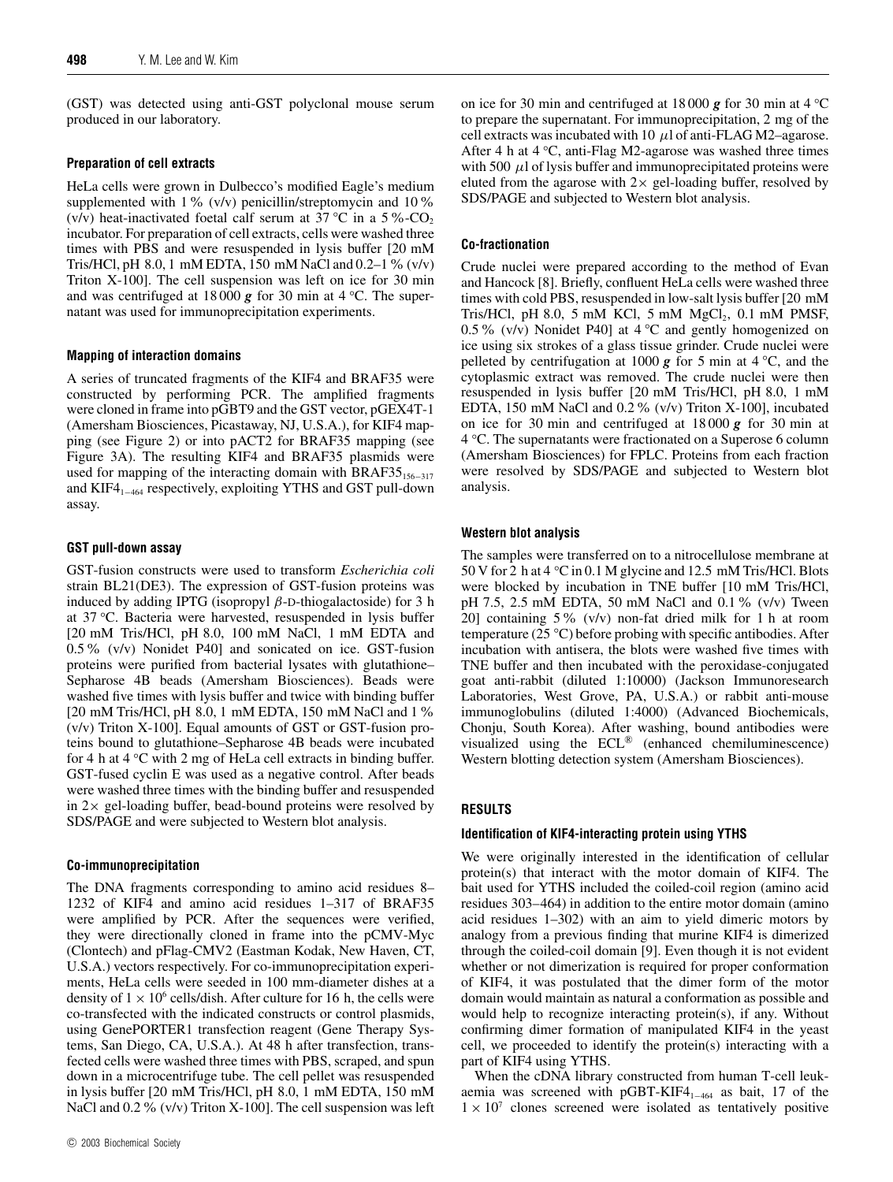(GST) was detected using anti-GST polyclonal mouse serum produced in our laboratory.

### Preparation of cell extracts

HeLa cells were grown in Dulbecco's modified Eagle's medium supplemented with 1 % (v/v) penicillin/streptomycin and 10 % (v/v) heat-inactivated foetal calf serum at 37 °C in a 5 %-$CO_2$ incubator. For preparation of cell extracts, cells were washed three times with PBS and were resuspended in lysis buffer [20 mM Tris/HCl, pH 8.0, 1 mM EDTA, 150 mM NaCl and 0.2–1 % (v/v) Triton X-100]. The cell suspension was left on ice for 30 min and was centrifuged at 18 000 ***g*** for 30 min at 4 °C. The supernatant was used for immunoprecipitation experiments.

### Mapping of interaction domains

A series of truncated fragments of the KIF4 and BRAF35 were constructed by performing PCR. The amplified fragments were cloned in frame into pGBT9 and the GST vector, pGEX4T-1 (Amersham Biosciences, Picastaway, NJ, U.S.A.), for KIF4 mapping (see Figure 2) or into pACT2 for BRAF35 mapping (see Figure 3A). The resulting KIF4 and BRAF35 plasmids were used for mapping of the interacting domain with $BRAF35_{156-317}$ and $KIF4_{1-464}$ respectively, exploiting YTHS and GST pull-down assay.

### GST pull-down assay

GST-fusion constructs were used to transform *Escherichia coli* strain BL21(DE3). The expression of GST-fusion proteins was induced by adding IPTG (isopropyl $\beta$-D-thiogalactoside) for 3 h at 37 °C. Bacteria were harvested, resuspended in lysis buffer [20 mM Tris/HCl, pH 8.0, 100 mM NaCl, 1 mM EDTA and 0.5 % (v/v) Nonidet P40] and sonicated on ice. GST-fusion proteins were purified from bacterial lysates with glutathione–Sepharose 4B beads (Amersham Biosciences). Beads were washed five times with lysis buffer and twice with binding buffer [20 mM Tris/HCl, pH 8.0, 1 mM EDTA, 150 mM NaCl and 1 % (v/v) Triton X-100]. Equal amounts of GST or GST-fusion proteins bound to glutathione–Sepharose 4B beads were incubated for 4 h at 4 °C with 2 mg of HeLa cell extracts in binding buffer. GST-fused cyclin E was used as a negative control. After beads were washed three times with the binding buffer and resuspended in 2× gel-loading buffer, bead-bound proteins were resolved by SDS/PAGE and were subjected to Western blot analysis.

### Co-immunoprecipitation

The DNA fragments corresponding to amino acid residues 8–1232 of KIF4 and amino acid residues 1–317 of BRAF35 were amplified by PCR. After the sequences were verified, they were directionally cloned in frame into the pCMV-Myc (Clontech) and pFlag-CMV2 (Eastman Kodak, New Haven, CT, U.S.A.) vectors respectively. For co-immunoprecipitation experiments, HeLa cells were seeded in 100 mm-diameter dishes at a density of $1 \times 10^6$ cells/dish. After culture for 16 h, the cells were co-transfected with the indicated constructs or control plasmids, using GenePORTER1 transfection reagent (Gene Therapy Systems, San Diego, CA, U.S.A.). At 48 h after transfection, transfected cells were washed three times with PBS, scraped, and spun down in a microcentrifuge tube. The cell pellet was resuspended in lysis buffer [20 mM Tris/HCl, pH 8.0, 1 mM EDTA, 150 mM NaCl and 0.2 % (v/v) Triton X-100]. The cell suspension was left on ice for 30 min and centrifuged at 18 000 ***g*** for 30 min at 4 °C to prepare the supernatant. For immunoprecipitation, 2 mg of the cell extracts was incubated with 10 $\mu$l of anti-FLAG M2–agarose. After 4 h at 4 °C, anti-Flag M2-agarose was washed three times with 500 $\mu$l of lysis buffer and immunoprecipitated proteins were eluted from the agarose with 2× gel-loading buffer, resolved by SDS/PAGE and subjected to Western blot analysis.

### Co-fractionation

Crude nuclei were prepared according to the method of Evan and Hancock [8]. Briefly, confluent HeLa cells were washed three times with cold PBS, resuspended in low-salt lysis buffer [20 mM Tris/HCl, pH 8.0, 5 mM KCl, 5 mM $MgCl_2$, 0.1 mM PMSF, 0.5 % (v/v) Nonidet P40] at 4 °C and gently homogenized on ice using six strokes of a glass tissue grinder. Crude nuclei were pelleted by centrifugation at 1000 ***g*** for 5 min at 4 °C, and the cytoplasmic extract was removed. The crude nuclei were then resuspended in lysis buffer [20 mM Tris/HCl, pH 8.0, 1 mM EDTA, 150 mM NaCl and 0.2 % (v/v) Triton X-100], incubated on ice for 30 min and centrifuged at 18 000 ***g*** for 30 min at 4 °C. The supernatants were fractionated on a Superose 6 column (Amersham Biosciences) for FPLC. Proteins from each fraction were resolved by SDS/PAGE and subjected to Western blot analysis.

### Western blot analysis

The samples were transferred on to a nitrocellulose membrane at 50 V for 2 h at 4 °C in 0.1 M glycine and 12.5 mM Tris/HCl. Blots were blocked by incubation in TNE buffer [10 mM Tris/HCl, pH 7.5, 2.5 mM EDTA, 50 mM NaCl and 0.1 % (v/v) Tween 20] containing 5 % (v/v) non-fat dried milk for 1 h at room temperature (25 °C) before probing with specific antibodies. After incubation with antisera, the blots were washed five times with TNE buffer and then incubated with the peroxidase-conjugated goat anti-rabbit (diluted 1:10000) (Jackson Immunoresearch Laboratories, West Grove, PA, U.S.A.) or rabbit anti-mouse immunoglobulins (diluted 1:4000) (Advanced Biochemicals, Chonju, South Korea). After washing, bound antibodies were visualized using the ECL® (enhanced chemiluminescence) Western blotting detection system (Amersham Biosciences).

## RESULTS

### Identification of KIF4-interacting protein using YTHS

We were originally interested in the identification of cellular protein(s) that interact with the motor domain of KIF4. The bait used for YTHS included the coiled-coil region (amino acid residues 303–464) in addition to the entire motor domain (amino acid residues 1–302) with an aim to yield dimeric motors by analogy from a previous finding that murine KIF4 is dimerized through the coiled-coil domain [9]. Even though it is not evident whether or not dimerization is required for proper conformation of KIF4, it was postulated that the dimer form of the motor domain would maintain as natural a conformation as possible and would help to recognize interacting protein(s), if any. Without confirming dimer formation of manipulated KIF4 in the yeast cell, we proceeded to identify the protein(s) interacting with a part of KIF4 using YTHS.

When the cDNA library constructed from human T-cell leukaemia was screened with pGBT-$KIF4_{1-464}$ as bait, 17 of the $1 \times 10^7$ clones screened were isolated as tentatively positive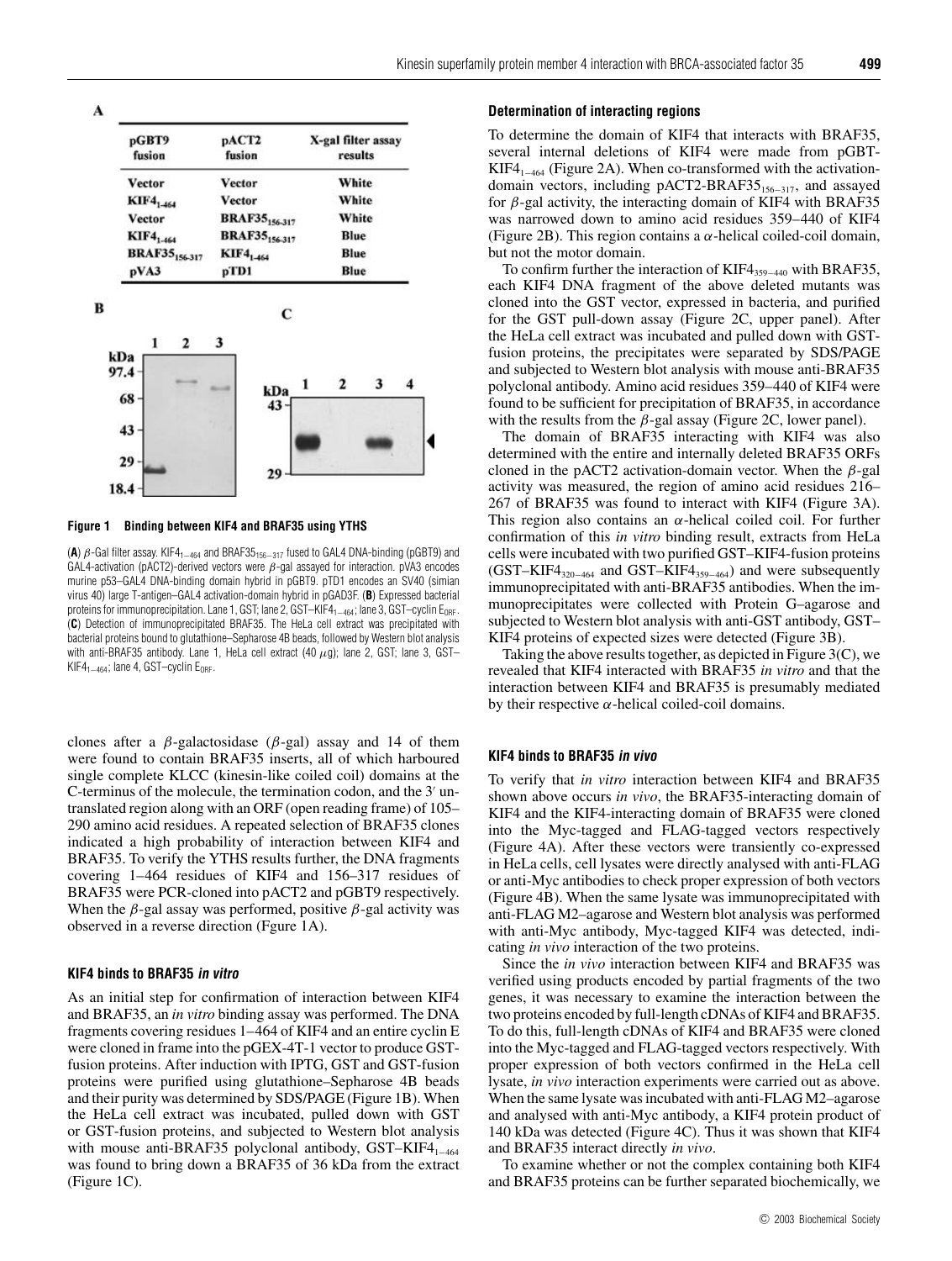**A**

| pGBT9 fusion | pACT2 fusion | X-gal filter assay results |
| --- | --- | --- |
| Vector | Vector | White |
| $KIF4_{1\text{-}464}$ | Vector | White |
| Vector | $BRAF35_{156\text{-}317}$ | White |
| $KIF4_{1\text{-}464}$ | $BRAF35_{156\text{-}317}$ | Blue |
| $BRAF35_{156\text{-}317}$ | $KIF4_{1\text{-}464}$ | Blue |
| pVA3 | pTD1 | Blue |

**Figure 1 Binding between KIF4 and BRAF35 using YTHS**

(**A**) $\beta$-Gal filter assay. $KIF4_{1-464}$ and $BRAF35_{156-317}$ fused to GAL4 DNA-binding (pGBT9) and GAL4-activation (pACT2)-derived vectors were $\beta$-gal assayed for interaction. pVA3 encodes murine p53–GAL4 DNA-binding domain hybrid in pGBT9. pTD1 encodes an SV40 (simian virus 40) large T-antigen–GAL4 activation-domain hybrid in pGAD3F. (**B**) Expressed bacterial proteins for immunoprecipitation. Lane 1, GST; lane 2, GST–$KIF4_{1-464}$; lane 3, GST–cyclin $E_{ORF}$. (**C**) Detection of immunoprecipitated BRAF35. The HeLa cell extract was precipitated with bacterial proteins bound to glutathione–Sepharose 4B beads, followed by Western blot analysis with anti-BRAF35 antibody. Lane 1, HeLa cell extract (40 $\mu$g); lane 2, GST; lane 3, GST–$KIF4_{1-464}$; lane 4, GST–cyclin $E_{ORF}$.

clones after a $\beta$-galactosidase ($\beta$-gal) assay and 14 of them were found to contain BRAF35 inserts, all of which harboured single complete KLCC (kinesin-like coiled coil) domains at the C-terminus of the molecule, the termination codon, and the 3′ untranslated region along with an ORF (open reading frame) of 105–290 amino acid residues. A repeated selection of BRAF35 clones indicated a high probability of interaction between KIF4 and BRAF35. To verify the YTHS results further, the DNA fragments covering 1–464 residues of KIF4 and 156–317 residues of BRAF35 were PCR-cloned into pACT2 and pGBT9 respectively. When the $\beta$-gal assay was performed, positive $\beta$-gal activity was observed in a reverse direction (Fgure 1A).

### KIF4 binds to BRAF35 *in vitro*

As an initial step for confirmation of interaction between KIF4 and BRAF35, an *in vitro* binding assay was performed. The DNA fragments covering residues 1–464 of KIF4 and an entire cyclin E were cloned in frame into the pGEX-4T-1 vector to produce GST-fusion proteins. After induction with IPTG, GST and GST-fusion proteins were purified using glutathione–Sepharose 4B beads and their purity was determined by SDS/PAGE (Figure 1B). When the HeLa cell extract was incubated, pulled down with GST or GST-fusion proteins, and subjected to Western blot analysis with mouse anti-BRAF35 polyclonal antibody, GST–$KIF4_{1-464}$ was found to bring down a BRAF35 of 36 kDa from the extract (Figure 1C).

### Determination of interacting regions

To determine the domain of KIF4 that interacts with BRAF35, several internal deletions of KIF4 were made from pGBT-$KIF4_{1-464}$ (Figure 2A). When co-transformed with the activation-domain vectors, including pACT2-$BRAF35_{156-317}$, and assayed for $\beta$-gal activity, the interacting domain of KIF4 with BRAF35 was narrowed down to amino acid residues 359–440 of KIF4 (Figure 2B). This region contains a $\alpha$-helical coiled-coil domain, but not the motor domain.

To confirm further the interaction of $KIF4_{359-440}$ with BRAF35, each KIF4 DNA fragment of the above deleted mutants was cloned into the GST vector, expressed in bacteria, and purified for the GST pull-down assay (Figure 2C, upper panel). After the HeLa cell extract was incubated and pulled down with GST-fusion proteins, the precipitates were separated by SDS/PAGE and subjected to Western blot analysis with mouse anti-BRAF35 polyclonal antibody. Amino acid residues 359–440 of KIF4 were found to be sufficient for precipitation of BRAF35, in accordance with the results from the $\beta$-gal assay (Figure 2C, lower panel).

The domain of BRAF35 interacting with KIF4 was also determined with the entire and internally deleted BRAF35 ORFs cloned in the pACT2 activation-domain vector. When the $\beta$-gal activity was measured, the region of amino acid residues 216–267 of BRAF35 was found to interact with KIF4 (Figure 3A). This region also contains an $\alpha$-helical coiled coil. For further confirmation of this *in vitro* binding result, extracts from HeLa cells were incubated with two purified GST–KIF4-fusion proteins (GST–$KIF4_{320-464}$ and GST–$KIF4_{359-464}$) and were subsequently immunoprecipitated with anti-BRAF35 antibodies. When the immunoprecipitates were collected with Protein G–agarose and subjected to Western blot analysis with anti-GST antibody, GST–KIF4 proteins of expected sizes were detected (Figure 3B).

Taking the above results together, as depicted in Figure 3(C), we revealed that KIF4 interacted with BRAF35 *in vitro* and that the interaction between KIF4 and BRAF35 is presumably mediated by their respective $\alpha$-helical coiled-coil domains.

### KIF4 binds to BRAF35 *in vivo*

To verify that *in vitro* interaction between KIF4 and BRAF35 shown above occurs *in vivo*, the BRAF35-interacting domain of KIF4 and the KIF4-interacting domain of BRAF35 were cloned into the Myc-tagged and FLAG-tagged vectors respectively (Figure 4A). After these vectors were transiently co-expressed in HeLa cells, cell lysates were directly analysed with anti-FLAG or anti-Myc antibodies to check proper expression of both vectors (Figure 4B). When the same lysate was immunoprecipitated with anti-FLAG M2–agarose and Western blot analysis was performed with anti-Myc antibody, Myc-tagged KIF4 was detected, indicating *in vivo* interaction of the two proteins.

Since the *in vivo* interaction between KIF4 and BRAF35 was verified using products encoded by partial fragments of the two genes, it was necessary to examine the interaction between the two proteins encoded by full-length cDNAs of KIF4 and BRAF35. To do this, full-length cDNAs of KIF4 and BRAF35 were cloned into the Myc-tagged and FLAG-tagged vectors respectively. With proper expression of both vectors confirmed in the HeLa cell lysate, *in vivo* interaction experiments were carried out as above. When the same lysate was incubated with anti-FLAG M2–agarose and analysed with anti-Myc antibody, a KIF4 protein product of 140 kDa was detected (Figure 4C). Thus it was shown that KIF4 and BRAF35 interact directly *in vivo*.

To examine whether or not the complex containing both KIF4 and BRAF35 proteins can be further separated biochemically, we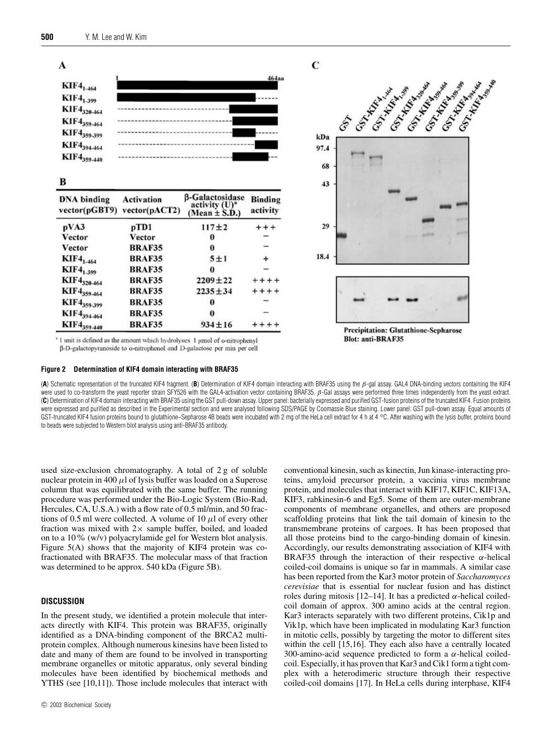**B**

| DNA binding vector(pGBT9) | Activation vector(pACT2) | β-Galactosidase activity (U)[a] (Mean ± S.D.) | Binding activity |
|---|---|---|---|
| pVA3 | pTD1 | 117±2 | +++ |
| Vector | Vector | 0 | − |
| Vector | BRAF35 | 0 | − |
| $KIF4_{1\text{-}464}$ | BRAF35 | 5±1 | + |
| $KIF4_{1\text{-}399}$ | BRAF35 | 0 | − |
| $KIF4_{320\text{-}464}$ | BRAF35 | 2209±22 | ++++ |
| $KIF4_{359\text{-}464}$ | BRAF35 | 2235±34 | ++++ |
| $KIF4_{359\text{-}399}$ | BRAF35 | 0 | − |
| $KIF4_{394\text{-}464}$ | BRAF35 | 0 | − |
| $KIF4_{359\text{-}440}$ | BRAF35 | 934±16 | ++++ |

[a] 1 unit is defined as the amount which hydrolyses 1 μmol of o-nitrophenyl β-D-galactopyranoside to o-nitrophenol and D-galactose per min per cell

**Figure 2 Determination of KIF4 domain interacting with BRAF35**

(**A**) Schematic representation of the truncated KIF4 fragment. (**B**) Determination of KIF4 domain interacting with BRAF35 using the β-gal assay. GAL4 DNA-binding vectors containing the KIF4 were used to co-transform the yeast reporter strain SFY526 with the GAL4-activation vector containing BRAF35. β-Gal assays were performed three times independently from the yeast extract. (**C**) Determination of KIF4 domain interacting with BRAF35 using the GST pull-down assay. Upper panel: bacterially expressed and purified GST-fusion proteins of the truncated KIF4. Fusion proteins were expressed and purified as described in the Experimental section and were analysed following SDS/PAGE by Coomassie Blue staining. Lower panel: GST pull-down assay. Equal amounts of GST-truncated KIF4 fusion proteins bound to glutathione–Sepharose 4B beads were incubated with 2 mg of the HeLa cell extract for 4 h at 4 °C. After washing with the lysis buffer, proteins bound to beads were subjected to Western blot analysis using anti-BRAF35 antibody.

used size-exclusion chromatography. A total of 2 g of soluble nuclear protein in 400 μl of lysis buffer was loaded on a Superose column that was equilibrated with the same buffer. The running procedure was performed under the Bio-Logic System (Bio-Rad, Hercules, CA, U.S.A.) with a flow rate of 0.5 ml/min, and 50 fractions of 0.5 ml were collected. A volume of 10 μl of every other fraction was mixed with 2× sample buffer, boiled, and loaded on to a 10% (w/v) polyacrylamide gel for Western blot analysis. Figure 5(A) shows that the majority of KIF4 protein was co-fractionated with BRAF35. The molecular mass of that fraction was determined to be approx. 540 kDa (Figure 5B).

## DISCUSSION

In the present study, we identified a protein molecule that interacts directly with KIF4. This protein was BRAF35, originally identified as a DNA-binding component of the BRCA2 multi-protein complex. Although numerous kinesins have been listed to date and many of them are found to be involved in transporting membrane organelles or mitotic apparatus, only several binding molecules have been identified by biochemical methods and YTHS (see [10,11]). Those include molecules that interact with conventional kinesin, such as kinectin, Jun kinase-interacting proteins, amyloid precursor protein, a vaccinia virus membrane protein, and molecules that interact with KIF17, KIF1C, KIF13A, KIF3, rabkinesin-6 and Eg5. Some of them are outer-membrane components of membrane organelles, and others are proposed scaffolding proteins that link the tail domain of kinesin to the transmembrane proteins of cargoes. It has been proposed that all those proteins bind to the cargo-binding domain of kinesin. Accordingly, our results demonstrating association of KIF4 with BRAF35 through the interaction of their respective α-helical coiled-coil domains is unique so far in mammals. A similar case has been reported from the Kar3 motor protein of *Saccharomyces cerevisiae* that is essential for nuclear fusion and has distinct roles during mitosis [12–14]. It has a predicted α-helical coiled-coil domain of approx. 300 amino acids at the central region. Kar3 interacts separately with two different proteins, Cik1p and Vik1p, which have been implicated in modulating Kar3 function in mitotic cells, possibly by targeting the motor to different sites within the cell [15,16]. They each also have a centrally located 300-amino-acid sequence predicted to form a α-helical coiled-coil. Especially, it has proven that Kar3 and Cik1 form a tight complex with a heterodimeric structure through their respective coiled-coil domains [17]. In HeLa cells during interphase, KIF4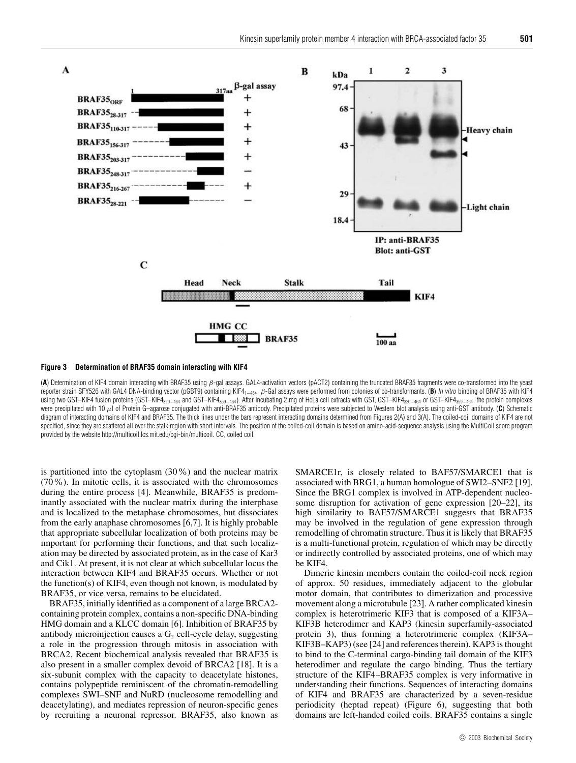**Figure 3 Determination of BRAF35 domain interacting with KIF4**

(**A**) Determination of KIF4 domain interacting with BRAF35 using $\beta$-gal assays. GAL4-activation vectors (pACT2) containing the truncated BRAF35 fragments were co-transformed into the yeast reporter strain SFY526 with GAL4 DNA-binding vector (pGBT9) containing $KIF4_{1-464}$. $\beta$-Gal assays were performed from colonies of co-transformants. (**B**) *In vitro* binding of BRAF35 with KIF4 using two GST–KIF4 fusion proteins (GST–$KIF4_{320-464}$ and GST–$KIF4_{359-464}$). After incubating 2 mg of HeLa cell extracts with GST, GST–$KIF4_{320-464}$ or GST–$KIF4_{359-464}$, the protein complexes were precipitated with 10 $\mu$l of Protein G–agarose conjugated with anti-BRAF35 antibody. Precipitated proteins were subjected to Western blot analysis using anti-GST antibody. (**C**) Schematic diagram of interacting domains of KIF4 and BRAF35. The thick lines under the bars represent interacting domains determined from Figures 2(A) and 3(A). The coiled-coil domains of KIF4 are not specified, since they are scattered all over the stalk region with short intervals. The position of the coiled-coil domain is based on amino-acid-sequence analysis using the MultiCoil score program provided by the website http://multicoil.lcs.mit.edu/cgi-bin/multicoil. CC, coiled coil.

is partitioned into the cytoplasm (30 %) and the nuclear matrix (70 %). In mitotic cells, it is associated with the chromosomes during the entire process [4]. Meanwhile, BRAF35 is predominantly associated with the nuclear matrix during the interphase and is localized to the metaphase chromosomes, but dissociates from the early anaphase chromosomes [6,7]. It is highly probable that appropriate subcellular localization of both proteins may be important for performing their functions, and that such localization may be directed by associated protein, as in the case of Kar3 and Cik1. At present, it is not clear at which subcellular locus the interaction between KIF4 and BRAF35 occurs. Whether or not the function(s) of KIF4, even though not known, is modulated by BRAF35, or vice versa, remains to be elucidated.

BRAF35, initially identified as a component of a large BRCA2-containing protein complex, contains a non-specific DNA-binding HMG domain and a KLCC domain [6]. Inhibition of BRAF35 by antibody microinjection causes a $G_2$ cell-cycle delay, suggesting a role in the progression through mitosis in association with BRCA2. Recent biochemical analysis revealed that BRAF35 is also present in a smaller complex devoid of BRCA2 [18]. It is a six-subunit complex with the capacity to deacetylate histones, contains polypeptide reminiscent of the chromatin-remodelling complexes SWI–SNF and NuRD (nucleosome remodelling and deacetylating), and mediates repression of neuron-specific genes by recruiting a neuronal repressor. BRAF35, also known as SMARCE1r, is closely related to BAF57/SMARCE1 that is associated with BRG1, a human homologue of SWI2–SNF2 [19]. Since the BRG1 complex is involved in ATP-dependent nucleosome disruption for activation of gene expression [20–22], its high similarity to BAF57/SMARCE1 suggests that BRAF35 may be involved in the regulation of gene expression through remodelling of chromatin structure. Thus it is likely that BRAF35 is a multi-functional protein, regulation of which may be directly or indirectly controlled by associated proteins, one of which may be KIF4.

Dimeric kinesin members contain the coiled-coil neck region of approx. 50 residues, immediately adjacent to the globular motor domain, that contributes to dimerization and processive movement along a microtubule [23]. A rather complicated kinesin complex is heterotrimeric KIF3 that is composed of a KIF3A–KIF3B heterodimer and KAP3 (kinesin superfamily-associated protein 3), thus forming a heterotrimeric complex (KIF3A–KIF3B–KAP3) (see [24] and references therein). KAP3 is thought to bind to the C-terminal cargo-binding tail domain of the KIF3 heterodimer and regulate the cargo binding. Thus the tertiary structure of the KIF4–BRAF35 complex is very informative in understanding their functions. Sequences of interacting domains of KIF4 and BRAF35 are characterized by a seven-residue periodicity (heptad repeat) (Figure 6), suggesting that both domains are left-handed coiled coils. BRAF35 contains a single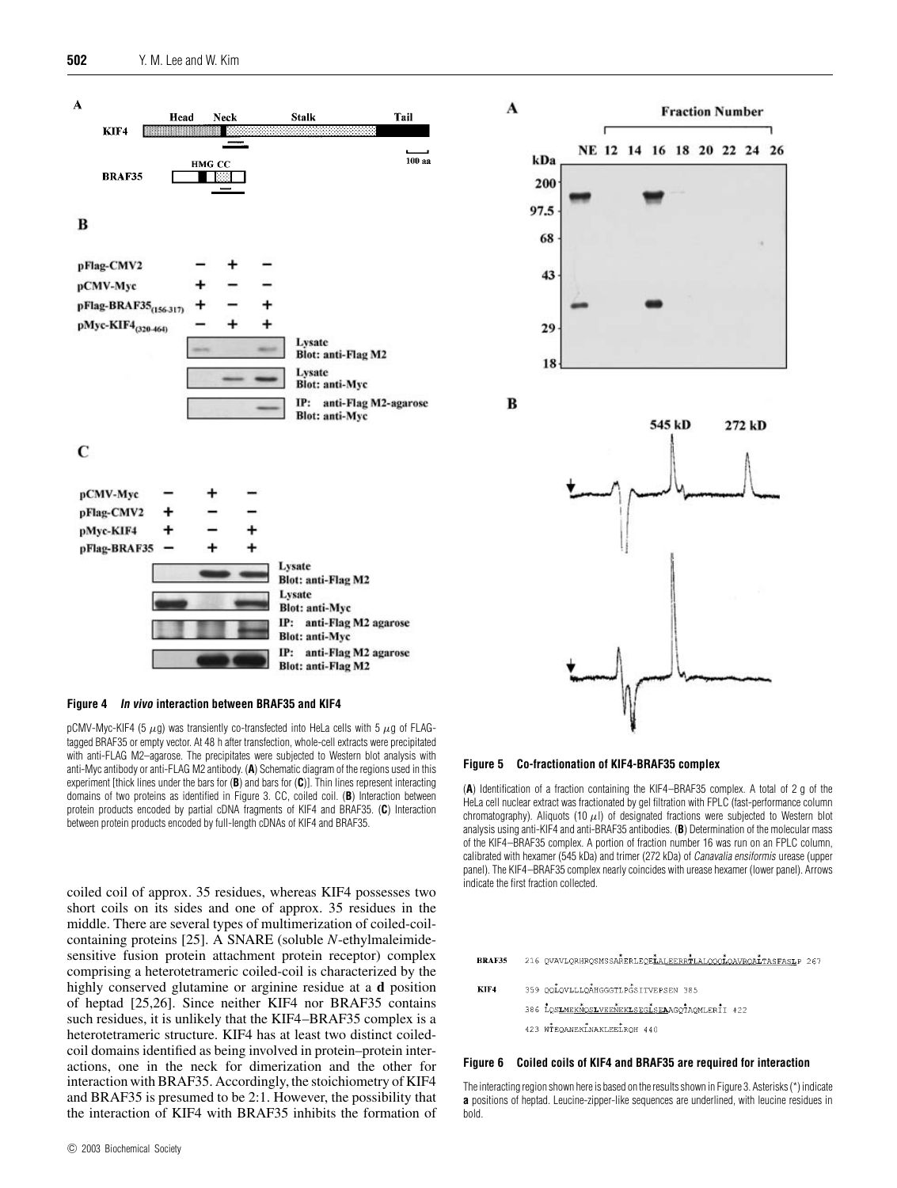**Figure 4 *In vivo* interaction between BRAF35 and KIF4**

pCMV-Myc-KIF4 (5 μg) was transiently co-transfected into HeLa cells with 5 μg of FLAG-tagged BRAF35 or empty vector. At 48 h after transfection, whole-cell extracts were precipitated with anti-FLAG M2–agarose. The precipitates were subjected to Western blot analysis with anti-Myc antibody or anti-FLAG M2 antibody. (**A**) Schematic diagram of the regions used in this experiment [thick lines under the bars for (**B**) and bars for (**C**)]. Thin lines represent interacting domains of two proteins as identified in Figure 3. CC, coiled coil. (**B**) Interaction between protein products encoded by partial cDNA fragments of KIF4 and BRAF35. (**C**) Interaction between protein products encoded by full-length cDNAs of KIF4 and BRAF35.

coiled coil of approx. 35 residues, whereas KIF4 possesses two short coils on its sides and one of approx. 35 residues in the middle. There are several types of multimerization of coiled-coil-containing proteins [25]. A SNARE (soluble *N*-ethylmaleimide-sensitive fusion protein attachment protein receptor) complex comprising a heterotetrameric coiled-coil is characterized by the highly conserved glutamine or arginine residue at a **d** position of heptad [25,26]. Since neither KIF4 nor BRAF35 contains such residues, it is unlikely that the KIF4–BRAF35 complex is a heterotetrameric structure. KIF4 has at least two distinct coiled-coil domains identified as being involved in protein–protein interactions, one in the neck for dimerization and the other for interaction with BRAF35. Accordingly, the stoichiometry of KIF4 and BRAF35 is presumed to be 2:1. However, the possibility that the interaction of KIF4 with BRAF35 inhibits the formation of

**Figure 5 Co-fractionation of KIF4-BRAF35 complex**

(**A**) Identification of a fraction containing the KIF4–BRAF35 complex. A total of 2 g of the HeLa cell nuclear extract was fractionated by gel filtration with FPLC (fast-performance column chromatography). Aliquots (10 μl) of designated fractions were subjected to Western blot analysis using anti-KIF4 and anti-BRAF35 antibodies. (**B**) Determination of the molecular mass of the KIF4–BRAF35 complex. A portion of fraction number 16 was run on an FPLC column, calibrated with hexamer (545 kDa) and trimer (272 kDa) of *Canavalia ensiformis* urease (upper panel). The KIF4–BRAF35 complex nearly coincides with urease hexamer (lower panel). Arrows indicate the first fraction collected.

```
BRAF35   216 QVAVLQRHRQSMSSAREERLEQELALEERRTLALQQQLQAVRQALTASFASLP 267

KIF4     359 QQLQVLLLQAHGGGTLPGSITVEPSEN 385
         386 LQSLMEKNQSLVEENEKLSEGLSEAAGQTAQMLERII 422
         423 WTEQANEKLNAKLEELRQH 440
```

**Figure 6 Coiled coils of KIF4 and BRAF35 are required for interaction**

The interacting region shown here is based on the results shown in Figure 3. Asterisks (*) indicate **a** positions of heptad. Leucine-zipper-like sequences are underlined, with leucine residues in bold.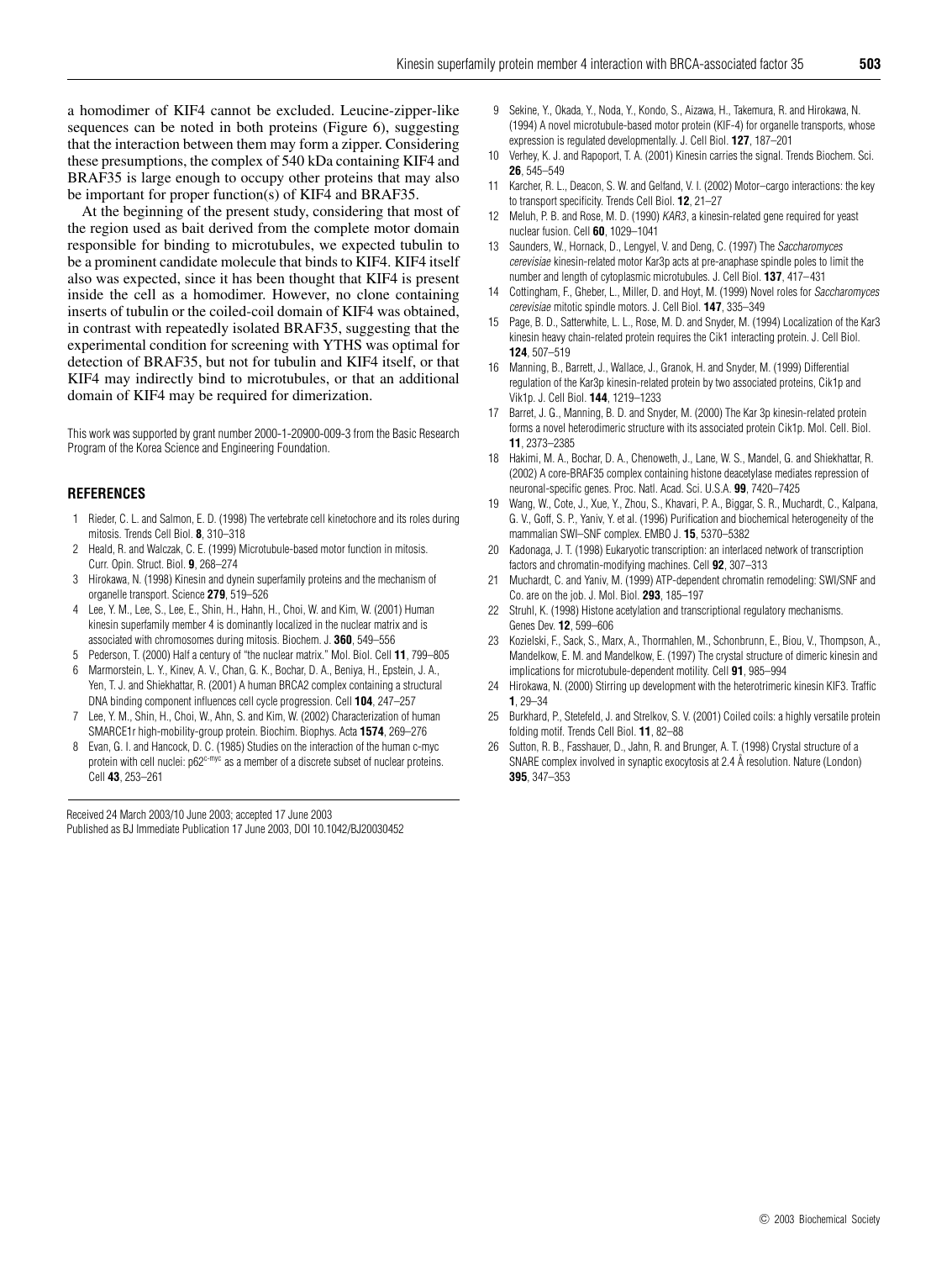a homodimer of KIF4 cannot be excluded. Leucine-zipper-like sequences can be noted in both proteins (Figure 6), suggesting that the interaction between them may form a zipper. Considering these presumptions, the complex of 540 kDa containing KIF4 and BRAF35 is large enough to occupy other proteins that may also be important for proper function(s) of KIF4 and BRAF35.

At the beginning of the present study, considering that most of the region used as bait derived from the complete motor domain responsible for binding to microtubules, we expected tubulin to be a prominent candidate molecule that binds to KIF4. KIF4 itself also was expected, since it has been thought that KIF4 is present inside the cell as a homodimer. However, no clone containing inserts of tubulin or the coiled-coil domain of KIF4 was obtained, in contrast with repeatedly isolated BRAF35, suggesting that the experimental condition for screening with YTHS was optimal for detection of BRAF35, but not for tubulin and KIF4 itself, or that KIF4 may indirectly bind to microtubules, or that an additional domain of KIF4 may be required for dimerization.

This work was supported by grant number 2000-1-20900-009-3 from the Basic Research Program of the Korea Science and Engineering Foundation.

## REFERENCES

1. Rieder, C. L. and Salmon, E. D. (1998) The vertebrate cell kinetochore and its roles during mitosis. Trends Cell Biol. **8**, 310–318
2. Heald, R. and Walczak, C. E. (1999) Microtubule-based motor function in mitosis. Curr. Opin. Struct. Biol. **9**, 268–274
3. Hirokawa, N. (1998) Kinesin and dynein superfamily proteins and the mechanism of organelle transport. Science **279**, 519–526
4. Lee, Y. M., Lee, S., Lee, E., Shin, H., Hahn, H., Choi, W. and Kim, W. (2001) Human kinesin superfamily member 4 is dominantly localized in the nuclear matrix and is associated with chromosomes during mitosis. Biochem. J. **360**, 549–556
5. Pederson, T. (2000) Half a century of "the nuclear matrix." Mol. Biol. Cell **11**, 799–805
6. Marmorstein, L. Y., Kinev, A. V., Chan, G. K., Bochar, D. A., Beniya, H., Epstein, J. A., Yen, T. J. and Shiekhattar, R. (2001) A human BRCA2 complex containing a structural DNA binding component influences cell cycle progression. Cell **104**, 247–257
7. Lee, Y. M., Shin, H., Choi, W., Ahn, S. and Kim, W. (2002) Characterization of human SMARCE1r high-mobility-group protein. Biochim. Biophys. Acta **1574**, 269–276
8. Evan, G. I. and Hancock, D. C. (1985) Studies on the interaction of the human c-myc protein with cell nuclei: p62[c-myc] as a member of a discrete subset of nuclear proteins. Cell **43**, 253–261
9. Sekine, Y., Okada, Y., Noda, Y., Kondo, S., Aizawa, H., Takemura, R. and Hirokawa, N. (1994) A novel microtubule-based motor protein (KIF-4) for organelle transports, whose expression is regulated developmentally. J. Cell Biol. **127**, 187–201
10. Verhey, K. J. and Rapoport, T. A. (2001) Kinesin carries the signal. Trends Biochem. Sci. **26**, 545–549
11. Karcher, R. L., Deacon, S. W. and Gelfand, V. I. (2002) Motor–cargo interactions: the key to transport specificity. Trends Cell Biol. **12**, 21–27
12. Meluh, P. B. and Rose, M. D. (1990) *KAR3*, a kinesin-related gene required for yeast nuclear fusion. Cell **60**, 1029–1041
13. Saunders, W., Hornack, D., Lengyel, V. and Deng, C. (1997) The *Saccharomyces cerevisiae* kinesin-related motor Kar3p acts at pre-anaphase spindle poles to limit the number and length of cytoplasmic microtubules. J. Cell Biol. **137**, 417–431
14. Cottingham, F., Gheber, L., Miller, D. and Hoyt, M. (1999) Novel roles for *Saccharomyces cerevisiae* mitotic spindle motors. J. Cell Biol. **147**, 335–349
15. Page, B. D., Satterwhite, L. L., Rose, M. D. and Snyder, M. (1994) Localization of the Kar3 kinesin heavy chain-related protein requires the Cik1 interacting protein. J. Cell Biol. **124**, 507–519
16. Manning, B., Barrett, J., Wallace, J., Granok, H. and Snyder, M. (1999) Differential regulation of the Kar3p kinesin-related protein by two associated proteins, Cik1p and Vik1p. J. Cell Biol. **144**, 1219–1233
17. Barret, J. G., Manning, B. D. and Snyder, M. (2000) The Kar 3p kinesin-related protein forms a novel heterodimeric structure with its associated protein Cik1p. Mol. Cell. Biol. **11**, 2373–2385
18. Hakimi, M. A., Bochar, D. A., Chenoweth, J., Lane, W. S., Mandel, G. and Shiekhattar, R. (2002) A core-BRAF35 complex containing histone deacetylase mediates repression of neuronal-specific genes. Proc. Natl. Acad. Sci. U.S.A. **99**, 7420–7425
19. Wang, W., Cote, J., Xue, Y., Zhou, S., Khavari, P. A., Biggar, S. R., Muchardt, C., Kalpana, G. V., Goff, S. P., Yaniv, Y. et al. (1996) Purification and biochemical heterogeneity of the mammalian SWI–SNF complex. EMBO J. **15**, 5370–5382
20. Kadonaga, J. T. (1998) Eukaryotic transcription: an interlaced network of transcription factors and chromatin-modifying machines. Cell **92**, 307–313
21. Muchardt, C. and Yaniv, M. (1999) ATP-dependent chromatin remodeling: SWI/SNF and Co. are on the job. J. Mol. Biol. **293**, 185–197
22. Struhl, K. (1998) Histone acetylation and transcriptional regulatory mechanisms. Genes Dev. **12**, 599–606
23. Kozielski, F., Sack, S., Marx, A., Thormahlen, M., Schonbrunn, E., Biou, V., Thompson, A., Mandelkow, E. M. and Mandelkow, E. (1997) The crystal structure of dimeric kinesin and implications for microtubule-dependent motility. Cell **91**, 985–994
24. Hirokawa, N. (2000) Stirring up development with the heterotrimeric kinesin KIF3. Traffic **1**, 29–34
25. Burkhard, P., Stetefeld, J. and Strelkov, S. V. (2001) Coiled coils: a highly versatile protein folding motif. Trends Cell Biol. **11**, 82–88
26. Sutton, R. B., Fasshauer, D., Jahn, R. and Brunger, A. T. (1998) Crystal structure of a SNARE complex involved in synaptic exocytosis at 2.4 Å resolution. Nature (London) **395**, 347–353

Received 24 March 2003/10 June 2003; accepted 17 June 2003
Published as BJ Immediate Publication 17 June 2003, DOI 10.1042/BJ20030452